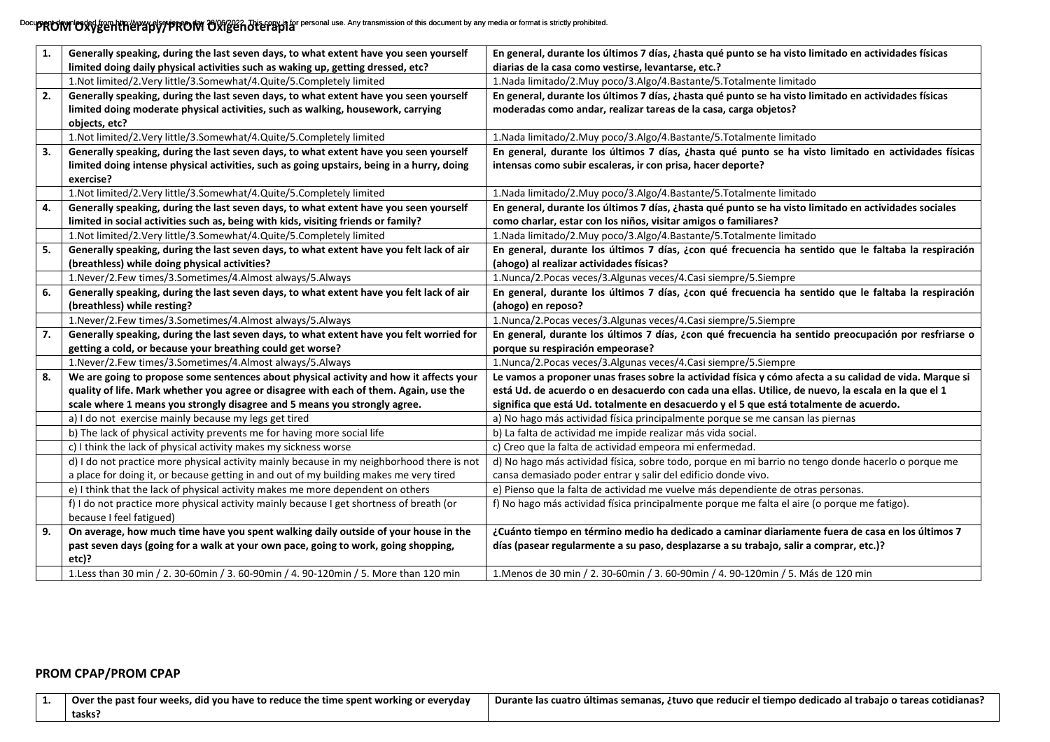## PROM Oxygentherapy/PROM Oxigenoterapia

| | | |
|---|---|---|
| **1.** | **Generally speaking, during the last seven days, to what extent have you seen yourself limited doing daily physical activities such as waking up, getting dressed, etc?** | **En general, durante los últimos 7 días, ¿hasta qué punto se ha visto limitado en actividades físicas diarias de la casa como vestirse, levantarse, etc.?** |
| | 1.Not limited/2.Very little/3.Somewhat/4.Quite/5.Completely limited | 1.Nada limitado/2.Muy poco/3.Algo/4.Bastante/5.Totalmente limitado |
| **2.** | **Generally speaking, during the last seven days, to what extent have you seen yourself limited doing moderate physical activities, such as walking, housework, carrying objects, etc?** | **En general, durante los últimos 7 días, ¿hasta qué punto se ha visto limitado en actividades físicas moderadas como andar, realizar tareas de la casa, carga objetos?** |
| | 1.Not limited/2.Very little/3.Somewhat/4.Quite/5.Completely limited | 1.Nada limitado/2.Muy poco/3.Algo/4.Bastante/5.Totalmente limitado |
| **3.** | **Generally speaking, during the last seven days, to what extent have you seen yourself limited doing intense physical activities, such as going upstairs, being in a hurry, doing exercise?** | **En general, durante los últimos 7 días, ¿hasta qué punto se ha visto limitado en actividades físicas intensas como subir escaleras, ir con prisa, hacer deporte?** |
| | 1.Not limited/2.Very little/3.Somewhat/4.Quite/5.Completely limited | 1.Nada limitado/2.Muy poco/3.Algo/4.Bastante/5.Totalmente limitado |
| **4.** | **Generally speaking, during the last seven days, to what extent have you seen yourself limited in social activities such as, being with kids, visiting friends or family?** | **En general, durante los últimos 7 días, ¿hasta qué punto se ha visto limitado en actividades sociales como charlar, estar con los niños, visitar amigos o familiares?** |
| | 1.Not limited/2.Very little/3.Somewhat/4.Quite/5.Completely limited | 1.Nada limitado/2.Muy poco/3.Algo/4.Bastante/5.Totalmente limitado |
| **5.** | **Generally speaking, during the last seven days, to what extent have you felt lack of air (breathless) while doing physical activities?** | **En general, durante los últimos 7 días, ¿con qué frecuencia ha sentido que le faltaba la respiración (ahogo) al realizar actividades físicas?** |
| | 1.Never/2.Few times/3.Sometimes/4.Almost always/5.Always | 1.Nunca/2.Pocas veces/3.Algunas veces/4.Casi siempre/5.Siempre |
| **6.** | **Generally speaking, during the last seven days, to what extent have you felt lack of air (breathless) while resting?** | **En general, durante los últimos 7 días, ¿con qué frecuencia ha sentido que le faltaba la respiración (ahogo) en reposo?** |
| | 1.Never/2.Few times/3.Sometimes/4.Almost always/5.Always | 1.Nunca/2.Pocas veces/3.Algunas veces/4.Casi siempre/5.Siempre |
| **7.** | **Generally speaking, during the last seven days, to what extent have you felt worried for getting a cold, or because your breathing could get worse?** | **En general, durante los últimos 7 días, ¿con qué frecuencia ha sentido preocupación por resfriarse o porque su respiración empeorase?** |
| | 1.Never/2.Few times/3.Sometimes/4.Almost always/5.Always | 1.Nunca/2.Pocas veces/3.Algunas veces/4.Casi siempre/5.Siempre |
| **8.** | **We are going to propose some sentences about physical activity and how it affects your quality of life. Mark whether you agree or disagree with each of them. Again, use the scale where 1 means you strongly disagree and 5 means you strongly agree.** | **Le vamos a proponer unas frases sobre la actividad física y cómo afecta a su calidad de vida. Marque si está Ud. de acuerdo o en desacuerdo con cada una ellas. Utilice, de nuevo, la escala en la que el 1 significa que está Ud. totalmente en desacuerdo y el 5 que está totalmente de acuerdo.** |
| | a) I do not exercise mainly because my legs get tired | a) No hago más actividad física principalmente porque se me cansan las piernas |
| | b) The lack of physical activity prevents me for having more social life | b) La falta de actividad me impide realizar más vida social. |
| | c) I think the lack of physical activity makes my sickness worse | c) Creo que la falta de actividad empeora mi enfermedad. |
| | d) I do not practice more physical activity mainly because in my neighborhood there is not a place for doing it, or because getting in and out of my building makes me very tired | d) No hago más actividad física, sobre todo, porque en mi barrio no tengo donde hacerlo o porque me cansa demasiado poder entrar y salir del edificio donde vivo. |
| | e) I think that the lack of physical activity makes me more dependent on others | e) Pienso que la falta de actividad me vuelve más dependiente de otras personas. |
| | f) I do not practice more physical activity mainly because I get shortness of breath (or because I feel fatigued) | f) No hago más actividad física principalmente porque me falta el aire (o porque me fatigo). |
| **9.** | **On average, how much time have you spent walking daily outside of your house in the past seven days (going for a walk at your own pace, going to work, going shopping, etc)?** | **¿Cuánto tiempo en término medio ha dedicado a caminar diariamente fuera de casa en los últimos 7 días (pasear regularmente a su paso, desplazarse a su trabajo, salir a comprar, etc.)?** |
| | 1.Less than 30 min / 2. 30-60min / 3. 60-90min / 4. 90-120min / 5. More than 120 min | 1.Menos de 30 min / 2. 30-60min / 3. 60-90min / 4. 90-120min / 5. Más de 120 min |

## PROM CPAP/PROM CPAP

| | | |
|---|---|---|
| **1.** | **Over the past four weeks, did you have to reduce the time spent working or everyday tasks?** | **Durante las cuatro últimas semanas, ¿tuvo que reducir el tiempo dedicado al trabajo o tareas cotidianas?** |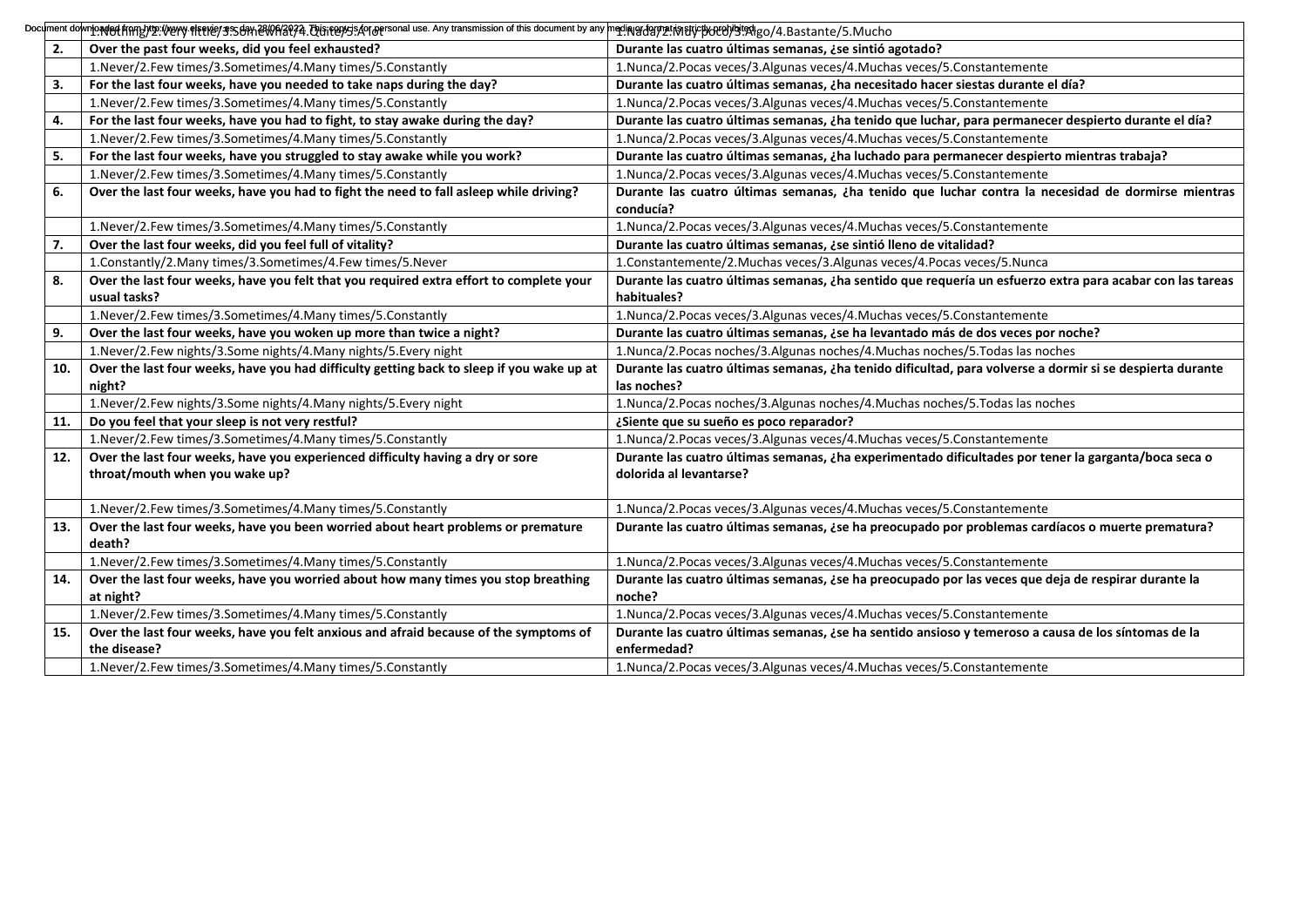|  | 1.Nothing/2.Very little/3.Somewhat/4.Quite/5.A lot | 1.Nada/2.Muy poco/3.Algo/4.Bastante/5.Mucho |
|---|---|---|
| **2.** | **Over the past four weeks, did you feel exhausted?** | **Durante las cuatro últimas semanas, ¿se sintió agotado?** |
|  | 1.Never/2.Few times/3.Sometimes/4.Many times/5.Constantly | 1.Nunca/2.Pocas veces/3.Algunas veces/4.Muchas veces/5.Constantemente |
| **3.** | **For the last four weeks, have you needed to take naps during the day?** | **Durante las cuatro últimas semanas, ¿ha necesitado hacer siestas durante el día?** |
|  | 1.Never/2.Few times/3.Sometimes/4.Many times/5.Constantly | 1.Nunca/2.Pocas veces/3.Algunas veces/4.Muchas veces/5.Constantemente |
| **4.** | **For the last four weeks, have you had to fight, to stay awake during the day?** | **Durante las cuatro últimas semanas, ¿ha tenido que luchar, para permanecer despierto durante el día?** |
|  | 1.Never/2.Few times/3.Sometimes/4.Many times/5.Constantly | 1.Nunca/2.Pocas veces/3.Algunas veces/4.Muchas veces/5.Constantemente |
| **5.** | **For the last four weeks, have you struggled to stay awake while you work?** | **Durante las cuatro últimas semanas, ¿ha luchado para permanecer despierto mientras trabaja?** |
|  | 1.Never/2.Few times/3.Sometimes/4.Many times/5.Constantly | 1.Nunca/2.Pocas veces/3.Algunas veces/4.Muchas veces/5.Constantemente |
| **6.** | **Over the last four weeks, have you had to fight the need to fall asleep while driving?** | **Durante las cuatro últimas semanas, ¿ha tenido que luchar contra la necesidad de dormirse mientras conducía?** |
|  | 1.Never/2.Few times/3.Sometimes/4.Many times/5.Constantly | 1.Nunca/2.Pocas veces/3.Algunas veces/4.Muchas veces/5.Constantemente |
| **7.** | **Over the last four weeks, did you feel full of vitality?** | **Durante las cuatro últimas semanas, ¿se sintió lleno de vitalidad?** |
|  | 1.Constantly/2.Many times/3.Sometimes/4.Few times/5.Never | 1.Constantemente/2.Muchas veces/3.Algunas veces/4.Pocas veces/5.Nunca |
| **8.** | **Over the last four weeks, have you felt that you required extra effort to complete your usual tasks?** | **Durante las cuatro últimas semanas, ¿ha sentido que requería un esfuerzo extra para acabar con las tareas habituales?** |
|  | 1.Never/2.Few times/3.Sometimes/4.Many times/5.Constantly | 1.Nunca/2.Pocas veces/3.Algunas veces/4.Muchas veces/5.Constantemente |
| **9.** | **Over the last four weeks, have you woken up more than twice a night?** | **Durante las cuatro últimas semanas, ¿se ha levantado más de dos veces por noche?** |
|  | 1.Never/2.Few nights/3.Some nights/4.Many nights/5.Every night | 1.Nunca/2.Pocas noches/3.Algunas noches/4.Muchas noches/5.Todas las noches |
| **10.** | **Over the last four weeks, have you had difficulty getting back to sleep if you wake up at night?** | **Durante las cuatro últimas semanas, ¿ha tenido dificultad, para volverse a dormir si se despierta durante las noches?** |
|  | 1.Never/2.Few nights/3.Some nights/4.Many nights/5.Every night | 1.Nunca/2.Pocas noches/3.Algunas noches/4.Muchas noches/5.Todas las noches |
| **11.** | **Do you feel that your sleep is not very restful?** | **¿Siente que su sueño es poco reparador?** |
|  | 1.Never/2.Few times/3.Sometimes/4.Many times/5.Constantly | 1.Nunca/2.Pocas veces/3.Algunas veces/4.Muchas veces/5.Constantemente |
| **12.** | **Over the last four weeks, have you experienced difficulty having a dry or sore throat/mouth when you wake up?** | **Durante las cuatro últimas semanas, ¿ha experimentado dificultades por tener la garganta/boca seca o dolorida al levantarse?** |
|  | 1.Never/2.Few times/3.Sometimes/4.Many times/5.Constantly | 1.Nunca/2.Pocas veces/3.Algunas veces/4.Muchas veces/5.Constantemente |
| **13.** | **Over the last four weeks, have you been worried about heart problems or premature death?** | **Durante las cuatro últimas semanas, ¿se ha preocupado por problemas cardíacos o muerte prematura?** |
|  | 1.Never/2.Few times/3.Sometimes/4.Many times/5.Constantly | 1.Nunca/2.Pocas veces/3.Algunas veces/4.Muchas veces/5.Constantemente |
| **14.** | **Over the last four weeks, have you worried about how many times you stop breathing at night?** | **Durante las cuatro últimas semanas, ¿se ha preocupado por las veces que deja de respirar durante la noche?** |
|  | 1.Never/2.Few times/3.Sometimes/4.Many times/5.Constantly | 1.Nunca/2.Pocas veces/3.Algunas veces/4.Muchas veces/5.Constantemente |
| **15.** | **Over the last four weeks, have you felt anxious and afraid because of the symptoms of the disease?** | **Durante las cuatro últimas semanas, ¿se ha sentido ansioso y temeroso a causa de los síntomas de la enfermedad?** |
|  | 1.Never/2.Few times/3.Sometimes/4.Many times/5.Constantly | 1.Nunca/2.Pocas veces/3.Algunas veces/4.Muchas veces/5.Constantemente |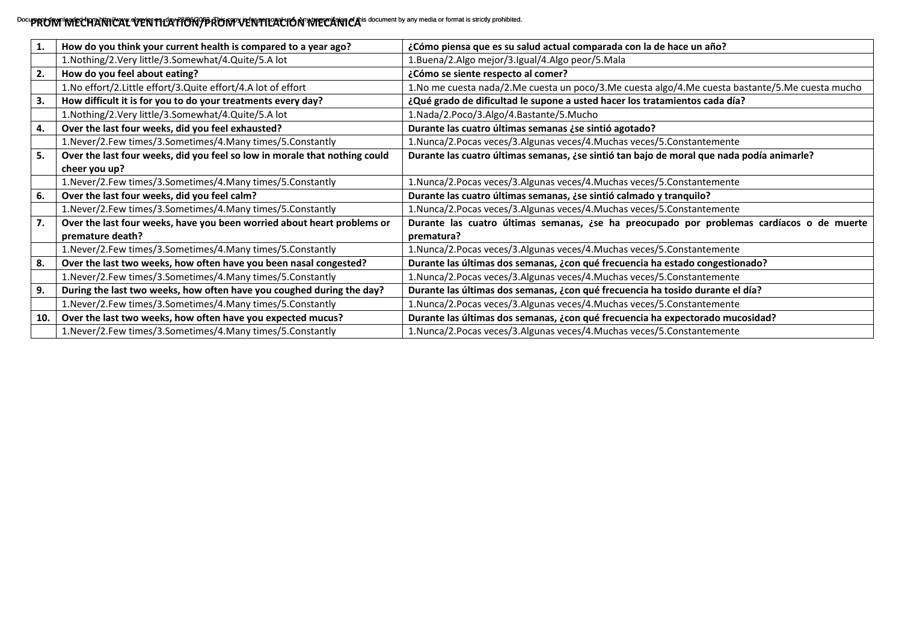# PROM MECHANICAL VENTILATION/PROM VENTILACIÓN MECÁNICA

| | | |
|---|---|---|
| **1.** | **How do you think your current health is compared to a year ago?** | **¿Cómo piensa que es su salud actual comparada con la de hace un año?** |
| | 1.Nothing/2.Very little/3.Somewhat/4.Quite/5.A lot | 1.Buena/2.Algo mejor/3.Igual/4.Algo peor/5.Mala |
| **2.** | **How do you feel about eating?** | **¿Cómo se siente respecto al comer?** |
| | 1.No effort/2.Little effort/3.Quite effort/4.A lot of effort | 1.No me cuesta nada/2.Me cuesta un poco/3.Me cuesta algo/4.Me cuesta bastante/5.Me cuesta mucho |
| **3.** | **How difficult it is for you to do your treatments every day?** | **¿Qué grado de dificultad le supone a usted hacer los tratamientos cada día?** |
| | 1.Nothing/2.Very little/3.Somewhat/4.Quite/5.A lot | 1.Nada/2.Poco/3.Algo/4.Bastante/5.Mucho |
| **4.** | **Over the last four weeks, did you feel exhausted?** | **Durante las cuatro últimas semanas ¿se sintió agotado?** |
| | 1.Never/2.Few times/3.Sometimes/4.Many times/5.Constantly | 1.Nunca/2.Pocas veces/3.Algunas veces/4.Muchas veces/5.Constantemente |
| **5.** | **Over the last four weeks, did you feel so low in morale that nothing could cheer you up?** | **Durante las cuatro últimas semanas, ¿se sintió tan bajo de moral que nada podía animarle?** |
| | 1.Never/2.Few times/3.Sometimes/4.Many times/5.Constantly | 1.Nunca/2.Pocas veces/3.Algunas veces/4.Muchas veces/5.Constantemente |
| **6.** | **Over the last four weeks, did you feel calm?** | **Durante las cuatro últimas semanas, ¿se sintió calmado y tranquilo?** |
| | 1.Never/2.Few times/3.Sometimes/4.Many times/5.Constantly | 1.Nunca/2.Pocas veces/3.Algunas veces/4.Muchas veces/5.Constantemente |
| **7.** | **Over the last four weeks, have you been worried about heart problems or premature death?** | **Durante las cuatro últimas semanas, ¿se ha preocupado por problemas cardíacos o de muerte prematura?** |
| | 1.Never/2.Few times/3.Sometimes/4.Many times/5.Constantly | 1.Nunca/2.Pocas veces/3.Algunas veces/4.Muchas veces/5.Constantemente |
| **8.** | **Over the last two weeks, how often have you been nasal congested?** | **Durante las últimas dos semanas, ¿con qué frecuencia ha estado congestionado?** |
| | 1.Never/2.Few times/3.Sometimes/4.Many times/5.Constantly | 1.Nunca/2.Pocas veces/3.Algunas veces/4.Muchas veces/5.Constantemente |
| **9.** | **During the last two weeks, how often have you coughed during the day?** | **Durante las últimas dos semanas, ¿con qué frecuencia ha tosido durante el día?** |
| | 1.Never/2.Few times/3.Sometimes/4.Many times/5.Constantly | 1.Nunca/2.Pocas veces/3.Algunas veces/4.Muchas veces/5.Constantemente |
| **10.** | **Over the last two weeks, how often have you expected mucus?** | **Durante las últimas dos semanas, ¿con qué frecuencia ha expectorado mucosidad?** |
| | 1.Never/2.Few times/3.Sometimes/4.Many times/5.Constantly | 1.Nunca/2.Pocas veces/3.Algunas veces/4.Muchas veces/5.Constantemente |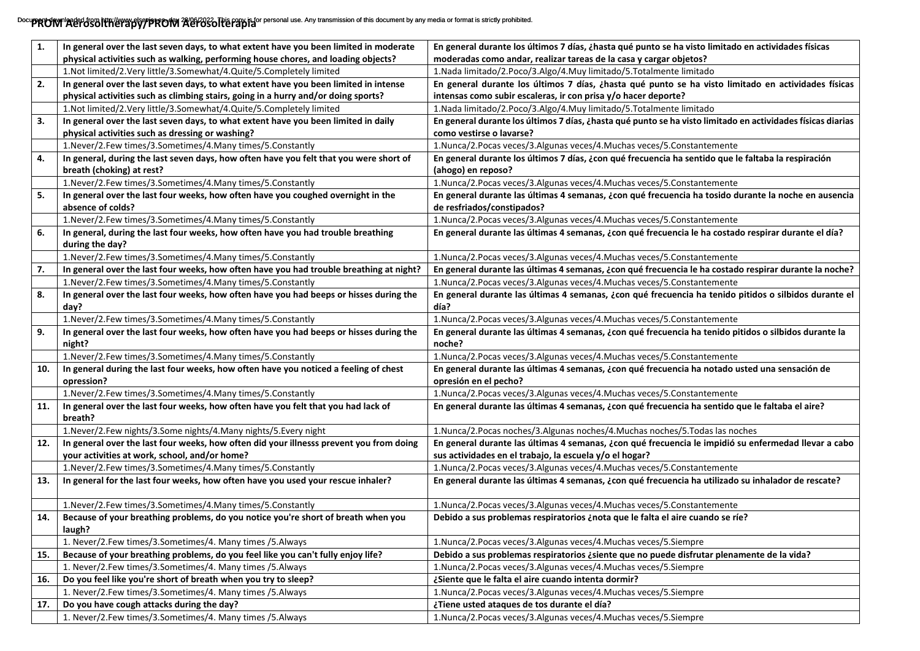# PROM Aerosoltherapy/PROM Aerosolterapia

| | | |
|---|---|---|
| **1.** | **In general over the last seven days, to what extent have you been limited in moderate physical activities such as walking, performing house chores, and loading objects?** | **En general durante los últimos 7 días, ¿hasta qué punto se ha visto limitado en actividades físicas moderadas como andar, realizar tareas de la casa y cargar objetos?** |
| | 1.Not limited/2.Very little/3.Somewhat/4.Quite/5.Completely limited | 1.Nada limitado/2.Poco/3.Algo/4.Muy limitado/5.Totalmente limitado |
| **2.** | **In general over the last seven days, to what extent have you been limited in intense physical activities such as climbing stairs, going in a hurry and/or doing sports?** | **En general durante los últimos 7 días, ¿hasta qué punto se ha visto limitado en actividades físicas intensas como subir escaleras, ir con prisa y/o hacer deporte?** |
| | 1.Not limited/2.Very little/3.Somewhat/4.Quite/5.Completely limited | 1.Nada limitado/2.Poco/3.Algo/4.Muy limitado/5.Totalmente limitado |
| **3.** | **In general over the last seven days, to what extent have you been limited in daily physical activities such as dressing or washing?** | **En general durante los últimos 7 días, ¿hasta qué punto se ha visto limitado en actividades físicas diarias como vestirse o lavarse?** |
| | 1.Never/2.Few times/3.Sometimes/4.Many times/5.Constantly | 1.Nunca/2.Pocas veces/3.Algunas veces/4.Muchas veces/5.Constantemente |
| **4.** | **In general, during the last seven days, how often have you felt that you were short of breath (choking) at rest?** | **En general durante los últimos 7 días, ¿con qué frecuencia ha sentido que le faltaba la respiración (ahogo) en reposo?** |
| | 1.Never/2.Few times/3.Sometimes/4.Many times/5.Constantly | 1.Nunca/2.Pocas veces/3.Algunas veces/4.Muchas veces/5.Constantemente |
| **5.** | **In general over the last four weeks, how often have you coughed overnight in the absence of colds?** | **En general durante las últimas 4 semanas, ¿con qué frecuencia ha tosido durante la noche en ausencia de resfriados/constipados?** |
| | 1.Never/2.Few times/3.Sometimes/4.Many times/5.Constantly | 1.Nunca/2.Pocas veces/3.Algunas veces/4.Muchas veces/5.Constantemente |
| **6.** | **In general, during the last four weeks, how often have you had trouble breathing during the day?** | **En general durante las últimas 4 semanas, ¿con qué frecuencia le ha costado respirar durante el día?** |
| | 1.Never/2.Few times/3.Sometimes/4.Many times/5.Constantly | 1.Nunca/2.Pocas veces/3.Algunas veces/4.Muchas veces/5.Constantemente |
| **7.** | **In general over the last four weeks, how often have you had trouble breathing at night?** | **En general durante las últimas 4 semanas, ¿con qué frecuencia le ha costado respirar durante la noche?** |
| | 1.Never/2.Few times/3.Sometimes/4.Many times/5.Constantly | 1.Nunca/2.Pocas veces/3.Algunas veces/4.Muchas veces/5.Constantemente |
| **8.** | **In general over the last four weeks, how often have you had beeps or hisses during the day?** | **En general durante las últimas 4 semanas, ¿con qué frecuencia ha tenido pitidos o silbidos durante el día?** |
| | 1.Never/2.Few times/3.Sometimes/4.Many times/5.Constantly | 1.Nunca/2.Pocas veces/3.Algunas veces/4.Muchas veces/5.Constantemente |
| **9.** | **In general over the last four weeks, how often have you had beeps or hisses during the night?** | **En general durante las últimas 4 semanas, ¿con qué frecuencia ha tenido pitidos o silbidos durante la noche?** |
| | 1.Never/2.Few times/3.Sometimes/4.Many times/5.Constantly | 1.Nunca/2.Pocas veces/3.Algunas veces/4.Muchas veces/5.Constantemente |
| **10.** | **In general during the last four weeks, how often have you noticed a feeling of chest opression?** | **En general durante las últimas 4 semanas, ¿con qué frecuencia ha notado usted una sensación de opresión en el pecho?** |
| | 1.Never/2.Few times/3.Sometimes/4.Many times/5.Constantly | 1.Nunca/2.Pocas veces/3.Algunas veces/4.Muchas veces/5.Constantemente |
| **11.** | **In general over the last four weeks, how often have you felt that you had lack of breath?** | **En general durante las últimas 4 semanas, ¿con qué frecuencia ha sentido que le faltaba el aire?** |
| | 1.Never/2.Few nights/3.Some nights/4.Many nights/5.Every night | 1.Nunca/2.Pocas noches/3.Algunas noches/4.Muchas noches/5.Todas las noches |
| **12.** | **In general over the last four weeks, how often did your illnesss prevent you from doing your activities at work, school, and/or home?** | **En general durante las últimas 4 semanas, ¿con qué frecuencia le impidió su enfermedad llevar a cabo sus actividades en el trabajo, la escuela y/o el hogar?** |
| | 1.Never/2.Few times/3.Sometimes/4.Many times/5.Constantly | 1.Nunca/2.Pocas veces/3.Algunas veces/4.Muchas veces/5.Constantemente |
| **13.** | **In general for the last four weeks, how often have you used your rescue inhaler?** | **En general durante las últimas 4 semanas, ¿con qué frecuencia ha utilizado su inhalador de rescate?** |
| | 1.Never/2.Few times/3.Sometimes/4.Many times/5.Constantly | 1.Nunca/2.Pocas veces/3.Algunas veces/4.Muchas veces/5.Constantemente |
| **14.** | **Because of your breathing problems, do you notice you're short of breath when you laugh?** | **Debido a sus problemas respiratorios ¿nota que le falta el aire cuando se ríe?** |
| | 1. Never/2.Few times/3.Sometimes/4. Many times /5.Always | 1.Nunca/2.Pocas veces/3.Algunas veces/4.Muchas veces/5.Siempre |
| **15.** | **Because of your breathing problems, do you feel like you can't fully enjoy life?** | **Debido a sus problemas respiratorios ¿siente que no puede disfrutar plenamente de la vida?** |
| | 1. Never/2.Few times/3.Sometimes/4. Many times /5.Always | 1.Nunca/2.Pocas veces/3.Algunas veces/4.Muchas veces/5.Siempre |
| **16.** | **Do you feel like you're short of breath when you try to sleep?** | **¿Siente que le falta el aire cuando intenta dormir?** |
| | 1. Never/2.Few times/3.Sometimes/4. Many times /5.Always | 1.Nunca/2.Pocas veces/3.Algunas veces/4.Muchas veces/5.Siempre |
| **17.** | **Do you have cough attacks during the day?** | **¿Tiene usted ataques de tos durante el día?** |
| | 1. Never/2.Few times/3.Sometimes/4. Many times /5.Always | 1.Nunca/2.Pocas veces/3.Algunas veces/4.Muchas veces/5.Siempre |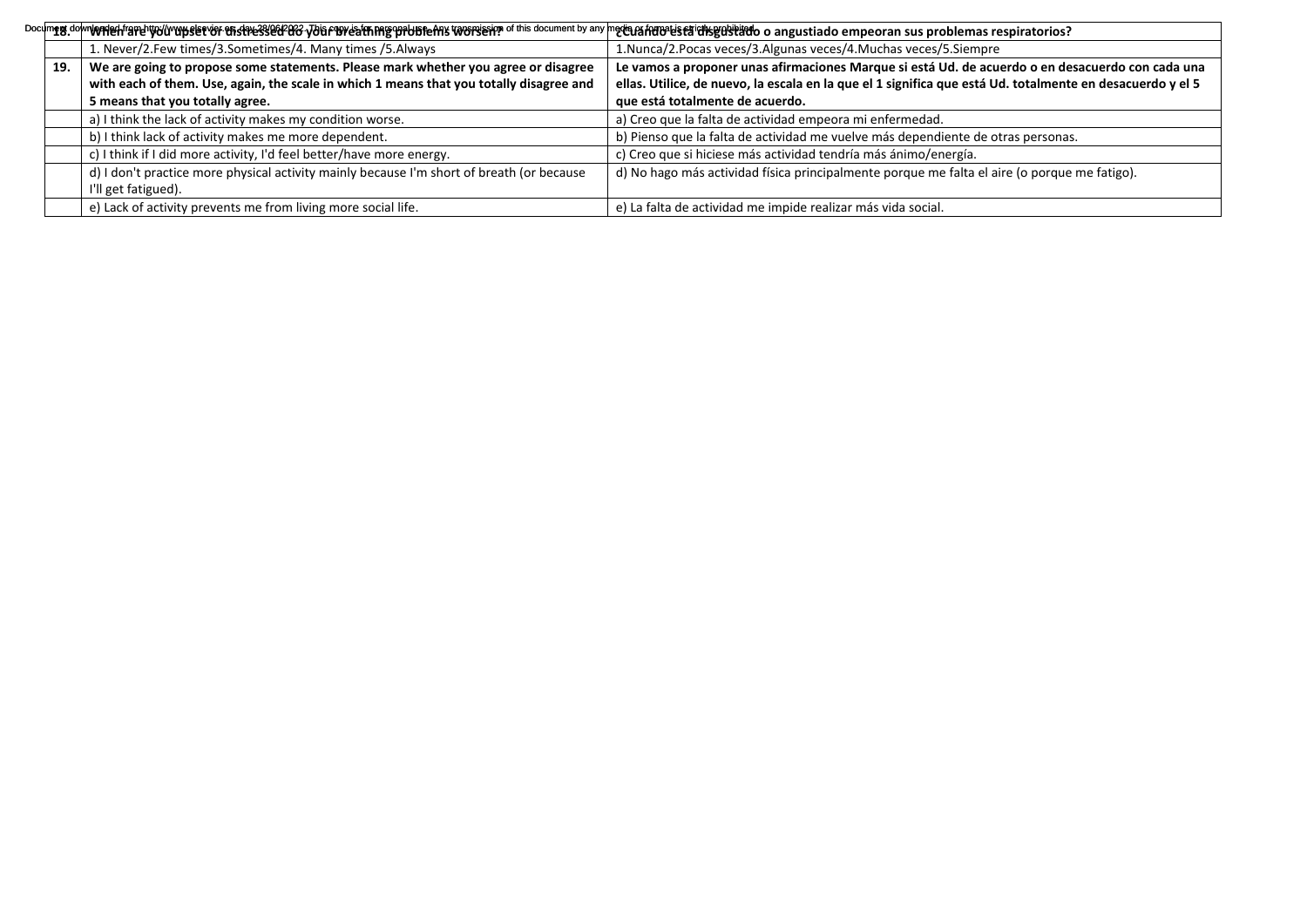| 18. | When are you upset or distressed do your breathing problems worsen? | ¿Cuándo está disgustado o angustiado empeoran sus problemas respiratorios? |
|---|---|---|
| | 1. Never/2.Few times/3.Sometimes/4. Many times /5.Always | 1.Nunca/2.Pocas veces/3.Algunas veces/4.Muchas veces/5.Siempre |
| **19.** | **We are going to propose some statements. Please mark whether you agree or disagree with each of them. Use, again, the scale in which 1 means that you totally disagree and 5 means that you totally agree.** | **Le vamos a proponer unas afirmaciones Marque si está Ud. de acuerdo o en desacuerdo con cada una ellas. Utilice, de nuevo, la escala en la que el 1 significa que está Ud. totalmente en desacuerdo y el 5 que está totalmente de acuerdo.** |
| | a) I think the lack of activity makes my condition worse. | a) Creo que la falta de actividad empeora mi enfermedad. |
| | b) I think lack of activity makes me more dependent. | b) Pienso que la falta de actividad me vuelve más dependiente de otras personas. |
| | c) I think if I did more activity, I'd feel better/have more energy. | c) Creo que si hiciese más actividad tendría más ánimo/energía. |
| | d) I don't practice more physical activity mainly because I'm short of breath (or because I'll get fatigued). | d) No hago más actividad física principalmente porque me falta el aire (o porque me fatigo). |
| | e) Lack of activity prevents me from living more social life. | e) La falta de actividad me impide realizar más vida social. |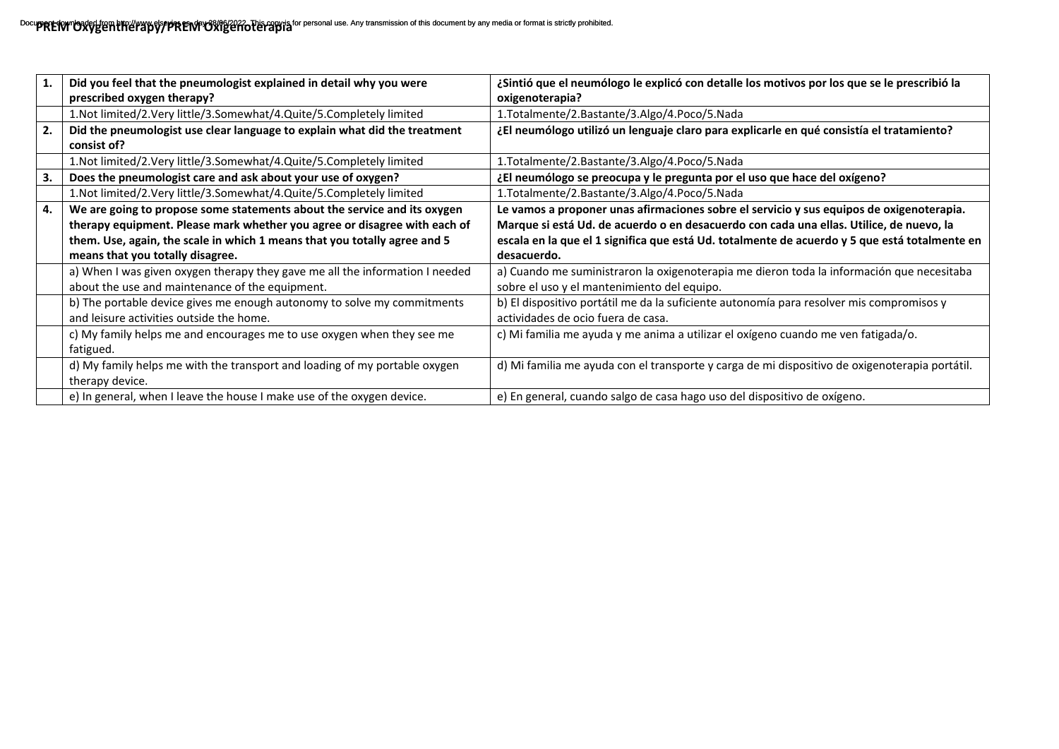**PREM Oxygentherapy/PREM Oxigenoterapia**

| | | |
|---|---|---|
| **1.** | **Did you feel that the pneumologist explained in detail why you were prescribed oxygen therapy?** | **¿Sintió que el neumólogo le explicó con detalle los motivos por los que se le prescribió la oxigenoterapia?** |
| | 1.Not limited/2.Very little/3.Somewhat/4.Quite/5.Completely limited | 1.Totalmente/2.Bastante/3.Algo/4.Poco/5.Nada |
| **2.** | **Did the pneumologist use clear language to explain what did the treatment consist of?** | **¿El neumólogo utilizó un lenguaje claro para explicarle en qué consistía el tratamiento?** |
| | 1.Not limited/2.Very little/3.Somewhat/4.Quite/5.Completely limited | 1.Totalmente/2.Bastante/3.Algo/4.Poco/5.Nada |
| **3.** | **Does the pneumologist care and ask about your use of oxygen?** | **¿El neumólogo se preocupa y le pregunta por el uso que hace del oxígeno?** |
| | 1.Not limited/2.Very little/3.Somewhat/4.Quite/5.Completely limited | 1.Totalmente/2.Bastante/3.Algo/4.Poco/5.Nada |
| **4.** | **We are going to propose some statements about the service and its oxygen therapy equipment. Please mark whether you agree or disagree with each of them. Use, again, the scale in which 1 means that you totally agree and 5 means that you totally disagree.** | **Le vamos a proponer unas afirmaciones sobre el servicio y sus equipos de oxigenoterapia. Marque si está Ud. de acuerdo o en desacuerdo con cada una ellas. Utilice, de nuevo, la escala en la que el 1 significa que está Ud. totalmente de acuerdo y 5 que está totalmente en desacuerdo.** |
| | a) When I was given oxygen therapy they gave me all the information I needed about the use and maintenance of the equipment. | a) Cuando me suministraron la oxigenoterapia me dieron toda la información que necesitaba sobre el uso y el mantenimiento del equipo. |
| | b) The portable device gives me enough autonomy to solve my commitments and leisure activities outside the home. | b) El dispositivo portátil me da la suficiente autonomía para resolver mis compromisos y actividades de ocio fuera de casa. |
| | c) My family helps me and encourages me to use oxygen when they see me fatigued. | c) Mi familia me ayuda y me anima a utilizar el oxígeno cuando me ven fatigada/o. |
| | d) My family helps me with the transport and loading of my portable oxygen therapy device. | d) Mi familia me ayuda con el transporte y carga de mi dispositivo de oxigenoterapia portátil. |
| | e) In general, when I leave the house I make use of the oxygen device. | e) En general, cuando salgo de casa hago uso del dispositivo de oxígeno. |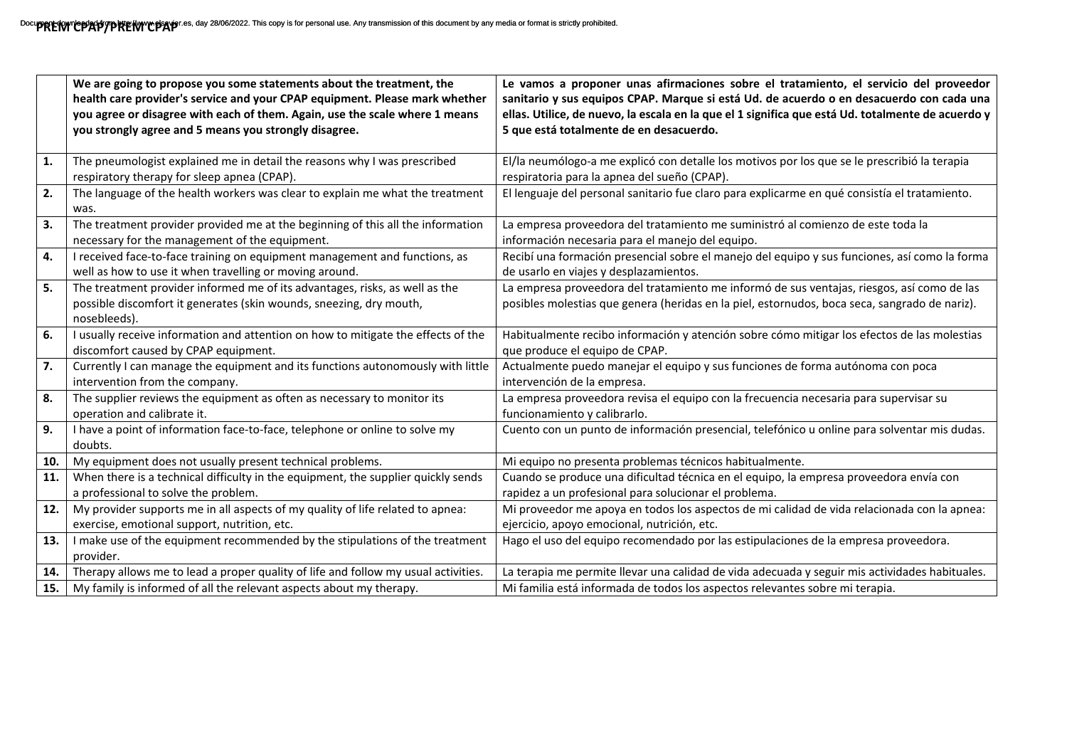**PREM CPAP/PREM CPAP**

| | We are going to propose you some statements about the treatment, the health care provider's service and your CPAP equipment. Please mark whether you agree or disagree with each of them. Again, use the scale where 1 means you strongly agree and 5 means you strongly disagree. | Le vamos a proponer unas afirmaciones sobre el tratamiento, el servicio del proveedor sanitario y sus equipos CPAP. Marque si está Ud. de acuerdo o en desacuerdo con cada una ellas. Utilice, de nuevo, la escala en la que el 1 significa que está Ud. totalmente de acuerdo y 5 que está totalmente de en desacuerdo. |
|---|---|---|
| **1.** | The pneumologist explained me in detail the reasons why I was prescribed respiratory therapy for sleep apnea (CPAP). | El/la neumólogo-a me explicó con detalle los motivos por los que se le prescribió la terapia respiratoria para la apnea del sueño (CPAP). |
| **2.** | The language of the health workers was clear to explain me what the treatment was. | El lenguaje del personal sanitario fue claro para explicarme en qué consistía el tratamiento. |
| **3.** | The treatment provider provided me at the beginning of this all the information necessary for the management of the equipment. | La empresa proveedora del tratamiento me suministró al comienzo de este toda la información necesaria para el manejo del equipo. |
| **4.** | I received face-to-face training on equipment management and functions, as well as how to use it when travelling or moving around. | Recibí una formación presencial sobre el manejo del equipo y sus funciones, así como la forma de usarlo en viajes y desplazamientos. |
| **5.** | The treatment provider informed me of its advantages, risks, as well as the possible discomfort it generates (skin wounds, sneezing, dry mouth, nosebleeds). | La empresa proveedora del tratamiento me informó de sus ventajas, riesgos, así como de las posibles molestias que genera (heridas en la piel, estornudos, boca seca, sangrado de nariz). |
| **6.** | I usually receive information and attention on how to mitigate the effects of the discomfort caused by CPAP equipment. | Habitualmente recibo información y atención sobre cómo mitigar los efectos de las molestias que produce el equipo de CPAP. |
| **7.** | Currently I can manage the equipment and its functions autonomously with little intervention from the company. | Actualmente puedo manejar el equipo y sus funciones de forma autónoma con poca intervención de la empresa. |
| **8.** | The supplier reviews the equipment as often as necessary to monitor its operation and calibrate it. | La empresa proveedora revisa el equipo con la frecuencia necesaria para supervisar su funcionamiento y calibrarlo. |
| **9.** | I have a point of information face-to-face, telephone or online to solve my doubts. | Cuento con un punto de información presencial, telefónico u online para solventar mis dudas. |
| **10.** | My equipment does not usually present technical problems. | Mi equipo no presenta problemas técnicos habitualmente. |
| **11.** | When there is a technical difficulty in the equipment, the supplier quickly sends a professional to solve the problem. | Cuando se produce una dificultad técnica en el equipo, la empresa proveedora envía con rapidez a un profesional para solucionar el problema. |
| **12.** | My provider supports me in all aspects of my quality of life related to apnea: exercise, emotional support, nutrition, etc. | Mi proveedor me apoya en todos los aspectos de mi calidad de vida relacionada con la apnea: ejercicio, apoyo emocional, nutrición, etc. |
| **13.** | I make use of the equipment recommended by the stipulations of the treatment provider. | Hago el uso del equipo recomendado por las estipulaciones de la empresa proveedora. |
| **14.** | Therapy allows me to lead a proper quality of life and follow my usual activities. | La terapia me permite llevar una calidad de vida adecuada y seguir mis actividades habituales. |
| **15.** | My family is informed of all the relevant aspects about my therapy. | Mi familia está informada de todos los aspectos relevantes sobre mi terapia. |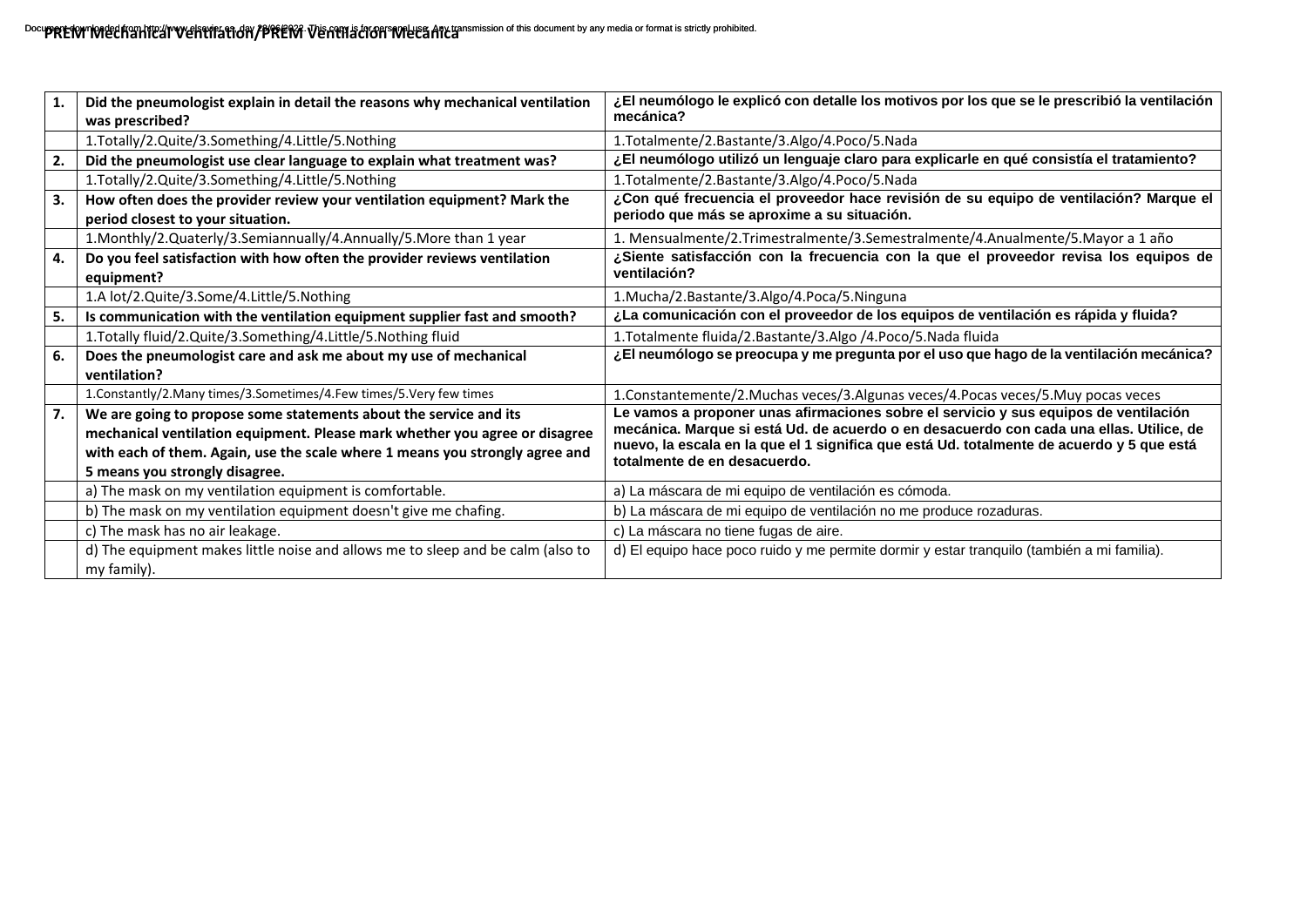# PREM Mechanical Ventilation/PREM Ventilación Mecánica

| | | |
|---|---|---|
| **1.** | **Did the pneumologist explain in detail the reasons why mechanical ventilation was prescribed?** | **¿El neumólogo le explicó con detalle los motivos por los que se le prescribió la ventilación mecánica?** |
| | 1.Totally/2.Quite/3.Something/4.Little/5.Nothing | 1.Totalmente/2.Bastante/3.Algo/4.Poco/5.Nada |
| **2.** | **Did the pneumologist use clear language to explain what treatment was?** | **¿El neumólogo utilizó un lenguaje claro para explicarle en qué consistía el tratamiento?** |
| | 1.Totally/2.Quite/3.Something/4.Little/5.Nothing | 1.Totalmente/2.Bastante/3.Algo/4.Poco/5.Nada |
| **3.** | **How often does the provider review your ventilation equipment? Mark the period closest to your situation.** | **¿Con qué frecuencia el proveedor hace revisión de su equipo de ventilación? Marque el periodo que más se aproxime a su situación.** |
| | 1.Monthly/2.Quaterly/3.Semiannually/4.Annually/5.More than 1 year | 1. Mensualmente/2.Trimestralmente/3.Semestralmente/4.Anualmente/5.Mayor a 1 año |
| **4.** | **Do you feel satisfaction with how often the provider reviews ventilation equipment?** | **¿Siente satisfacción con la frecuencia con la que el proveedor revisa los equipos de ventilación?** |
| | 1.A lot/2.Quite/3.Some/4.Little/5.Nothing | 1.Mucha/2.Bastante/3.Algo/4.Poca/5.Ninguna |
| **5.** | **Is communication with the ventilation equipment supplier fast and smooth?** | **¿La comunicación con el proveedor de los equipos de ventilación es rápida y fluida?** |
| | 1.Totally fluid/2.Quite/3.Something/4.Little/5.Nothing fluid | 1.Totalmente fluida/2.Bastante/3.Algo /4.Poco/5.Nada fluida |
| **6.** | **Does the pneumologist care and ask me about my use of mechanical ventilation?** | **¿El neumólogo se preocupa y me pregunta por el uso que hago de la ventilación mecánica?** |
| | 1.Constantly/2.Many times/3.Sometimes/4.Few times/5.Very few times | 1.Constantemente/2.Muchas veces/3.Algunas veces/4.Pocas veces/5.Muy pocas veces |
| **7.** | **We are going to propose some statements about the service and its mechanical ventilation equipment. Please mark whether you agree or disagree with each of them. Again, use the scale where 1 means you strongly agree and 5 means you strongly disagree.** | **Le vamos a proponer unas afirmaciones sobre el servicio y sus equipos de ventilación mecánica. Marque si está Ud. de acuerdo o en desacuerdo con cada una ellas. Utilice, de nuevo, la escala en la que el 1 significa que está Ud. totalmente de acuerdo y 5 que está totalmente de en desacuerdo.** |
| | a) The mask on my ventilation equipment is comfortable. | a) La máscara de mi equipo de ventilación es cómoda. |
| | b) The mask on my ventilation equipment doesn't give me chafing. | b) La máscara de mi equipo de ventilación no me produce rozaduras. |
| | c) The mask has no air leakage. | c) La máscara no tiene fugas de aire. |
| | d) The equipment makes little noise and allows me to sleep and be calm (also to my family). | d) El equipo hace poco ruido y me permite dormir y estar tranquilo (también a mi familia). |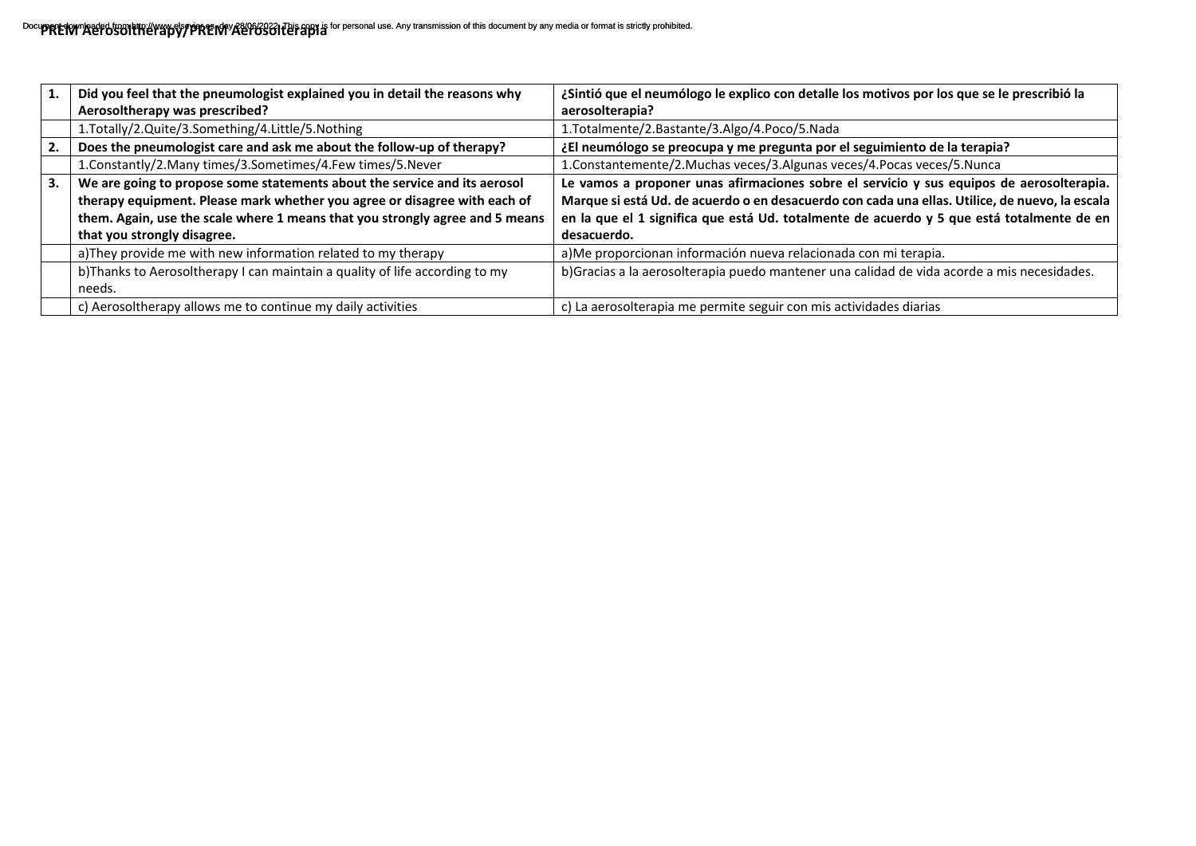# PREM Aerosoltherapy/PREM Aerosolterapia

| | | |
|---|---|---|
| **1.** | **Did you feel that the pneumologist explained you in detail the reasons why Aerosoltherapy was prescribed?** | **¿Sintió que el neumólogo le explico con detalle los motivos por los que se le prescribió la aerosolterapia?** |
| | 1.Totally/2.Quite/3.Something/4.Little/5.Nothing | 1.Totalmente/2.Bastante/3.Algo/4.Poco/5.Nada |
| **2.** | **Does the pneumologist care and ask me about the follow-up of therapy?** | **¿El neumólogo se preocupa y me pregunta por el seguimiento de la terapia?** |
| | 1.Constantly/2.Many times/3.Sometimes/4.Few times/5.Never | 1.Constantemente/2.Muchas veces/3.Algunas veces/4.Pocas veces/5.Nunca |
| **3.** | **We are going to propose some statements about the service and its aerosol therapy equipment. Please mark whether you agree or disagree with each of them. Again, use the scale where 1 means that you strongly agree and 5 means that you strongly disagree.** | **Le vamos a proponer unas afirmaciones sobre el servicio y sus equipos de aerosolterapia. Marque si está Ud. de acuerdo o en desacuerdo con cada una ellas. Utilice, de nuevo, la escala en la que el 1 significa que está Ud. totalmente de acuerdo y 5 que está totalmente de en desacuerdo.** |
| | a)They provide me with new information related to my therapy | a)Me proporcionan información nueva relacionada con mi terapia. |
| | b)Thanks to Aerosoltherapy I can maintain a quality of life according to my needs. | b)Gracias a la aerosolterapia puedo mantener una calidad de vida acorde a mis necesidades. |
| | c) Aerosoltherapy allows me to continue my daily activities | c) La aerosolterapia me permite seguir con mis actividades diarias |